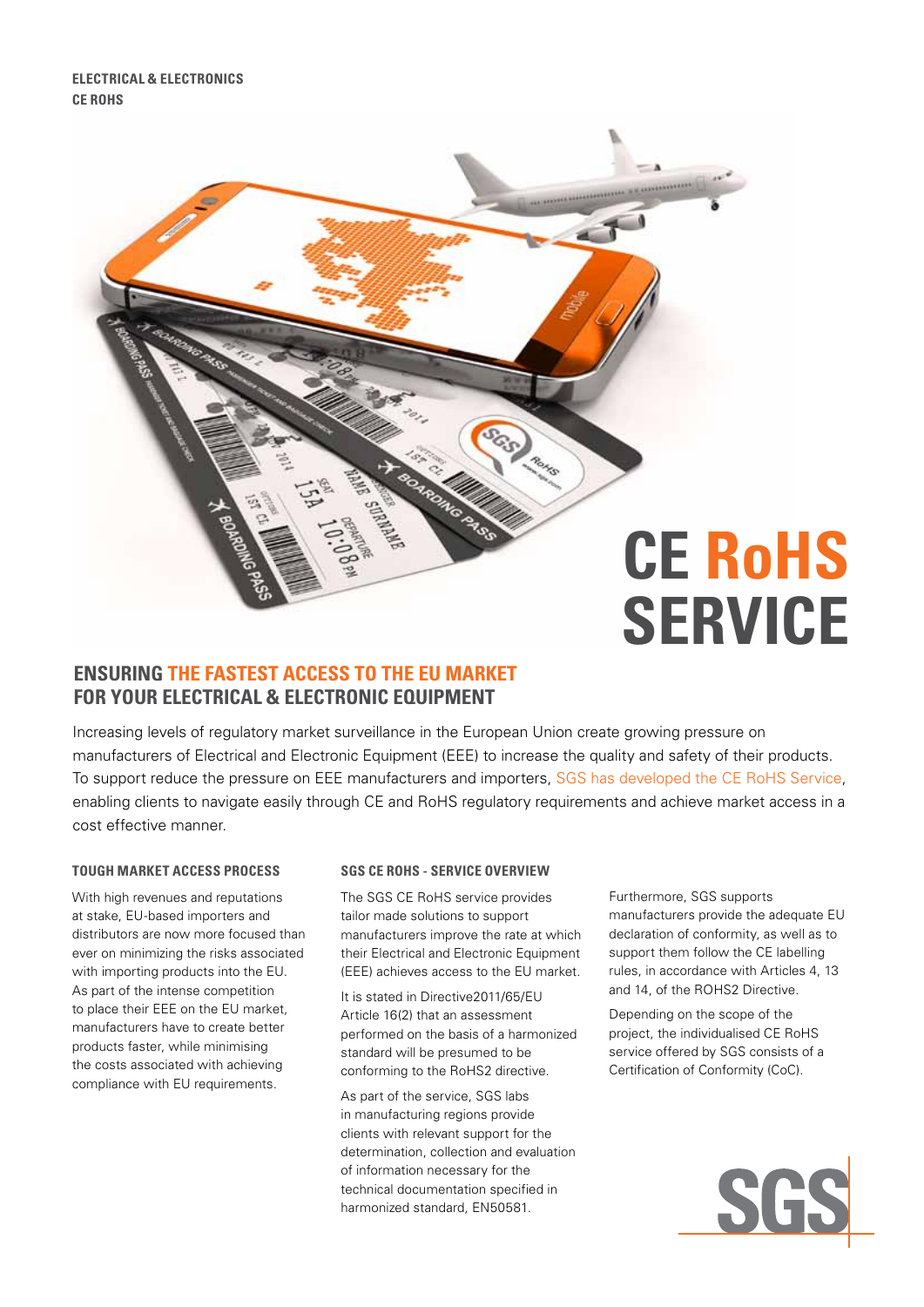ELECTRICAL & ELECTRONICS
CE ROHS

# CE RoHS SERVICE

## ENSURING THE FASTEST ACCESS TO THE EU MARKET FOR YOUR ELECTRICAL & ELECTRONIC EQUIPMENT

Increasing levels of regulatory market surveillance in the European Union create growing pressure on manufacturers of Electrical and Electronic Equipment (EEE) to increase the quality and safety of their products. To support reduce the pressure on EEE manufacturers and importers, SGS has developed the CE RoHS Service, enabling clients to navigate easily through CE and RoHS regulatory requirements and achieve market access in a cost effective manner.

### TOUGH MARKET ACCESS PROCESS

With high revenues and reputations at stake, EU-based importers and distributors are now more focused than ever on minimizing the risks associated with importing products into the EU. As part of the intense competition to place their EEE on the EU market, manufacturers have to create better products faster, while minimising the costs associated with achieving compliance with EU requirements.

### SGS CE ROHS - SERVICE OVERVIEW

The SGS CE RoHS service provides tailor made solutions to support manufacturers improve the rate at which their Electrical and Electronic Equipment (EEE) achieves access to the EU market.

It is stated in Directive2011/65/EU Article 16(2) that an assessment performed on the basis of a harmonized standard will be presumed to be conforming to the RoHS2 directive.

As part of the service, SGS labs in manufacturing regions provide clients with relevant support for the determination, collection and evaluation of information necessary for the technical documentation specified in harmonized standard, EN50581.

Furthermore, SGS supports manufacturers provide the adequate EU declaration of conformity, as well as to support them follow the CE labelling rules, in accordance with Articles 4, 13 and 14, of the ROHS2 Directive.

Depending on the scope of the project, the individualised CE RoHS service offered by SGS consists of a Certification of Conformity (CoC).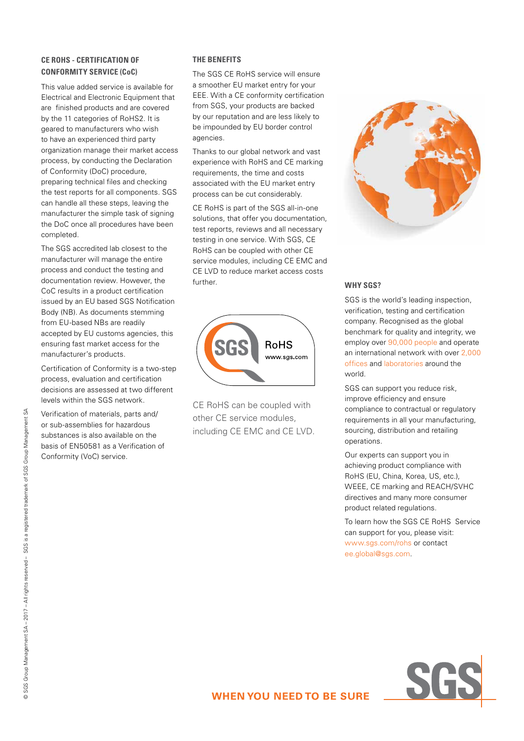## CE ROHS - CERTIFICATION OF CONFORMITY SERVICE (CoC)

This value added service is available for Electrical and Electronic Equipment that are finished products and are covered by the 11 categories of RoHS2. It is geared to manufacturers who wish to have an experienced third party organization manage their market access process, by conducting the Declaration of Conformity (DoC) procedure, preparing technical files and checking the test reports for all components. SGS can handle all these steps, leaving the manufacturer the simple task of signing the DoC once all procedures have been completed.

The SGS accredited lab closest to the manufacturer will manage the entire process and conduct the testing and documentation review. However, the CoC results in a product certification issued by an EU based SGS Notification Body (NB). As documents stemming from EU-based NBs are readily accepted by EU customs agencies, this ensuring fast market access for the manufacturer's products.

Certification of Conformity is a two-step process, evaluation and certification decisions are assessed at two different levels within the SGS network.

Verification of materials, parts and/or sub-assemblies for hazardous substances is also available on the basis of EN50581 as a Verification of Conformity (VoC) service.

## THE BENEFITS

The SGS CE RoHS service will ensure a smoother EU market entry for your EEE. With a CE conformity certification from SGS, your products are backed by our reputation and are less likely to be impounded by EU border control agencies.

Thanks to our global network and vast experience with RoHS and CE marking requirements, the time and costs associated with the EU market entry process can be cut considerably.

CE RoHS is part of the SGS all-in-one solutions, that offer you documentation, test reports, reviews and all necessary testing in one service. With SGS, CE RoHS can be coupled with other CE service modules, including CE EMC and CE LVD to reduce market access costs further.

SGS RoHS www.sgs.com

CE RoHS can be coupled with other CE service modules, including CE EMC and CE LVD.

## WHY SGS?

SGS is the world's leading inspection, verification, testing and certification company. Recognised as the global benchmark for quality and integrity, we employ over 90,000 people and operate an international network with over 2,000 offices and laboratories around the world.

SGS can support you reduce risk, improve efficiency and ensure compliance to contractual or regulatory requirements in all your manufacturing, sourcing, distribution and retailing operations.

Our experts can support you in achieving product compliance with RoHS (EU, China, Korea, US, etc.), WEEE, CE marking and REACH/SVHC directives and many more consumer product related regulations.

To learn how the SGS CE RoHS Service can support for you, please visit: www.sgs.com/rohs or contact ee.global@sgs.com.

WHEN YOU NEED TO BE SURE

SGS

© SGS Group Management SA – 2017 – All rights reserved – SGS is a registered trademark of SGS Group Management SA